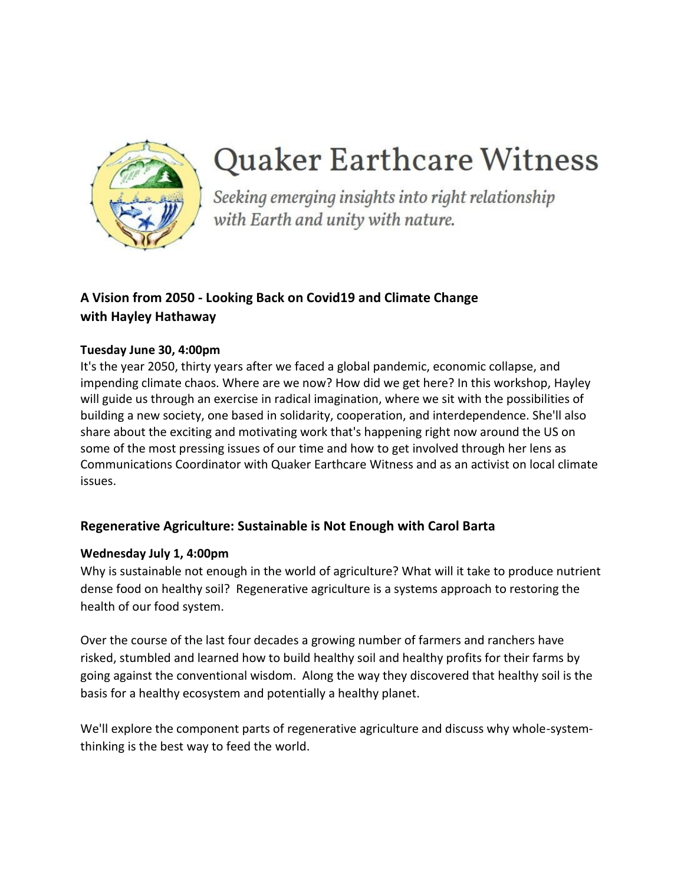# Quaker Earthcare Witness

*Seeking emerging insights into right relationship with Earth and unity with nature.*

## A Vision from 2050 - Looking Back on Covid19 and Climate Change with Hayley Hathaway

**Tuesday June 30, 4:00pm**

It's the year 2050, thirty years after we faced a global pandemic, economic collapse, and impending climate chaos. Where are we now? How did we get here? In this workshop, Hayley will guide us through an exercise in radical imagination, where we sit with the possibilities of building a new society, one based in solidarity, cooperation, and interdependence. She'll also share about the exciting and motivating work that's happening right now around the US on some of the most pressing issues of our time and how to get involved through her lens as Communications Coordinator with Quaker Earthcare Witness and as an activist on local climate issues.

## Regenerative Agriculture: Sustainable is Not Enough with Carol Barta

**Wednesday July 1, 4:00pm**

Why is sustainable not enough in the world of agriculture? What will it take to produce nutrient dense food on healthy soil? Regenerative agriculture is a systems approach to restoring the health of our food system.

Over the course of the last four decades a growing number of farmers and ranchers have risked, stumbled and learned how to build healthy soil and healthy profits for their farms by going against the conventional wisdom. Along the way they discovered that healthy soil is the basis for a healthy ecosystem and potentially a healthy planet.

We'll explore the component parts of regenerative agriculture and discuss why whole-system-thinking is the best way to feed the world.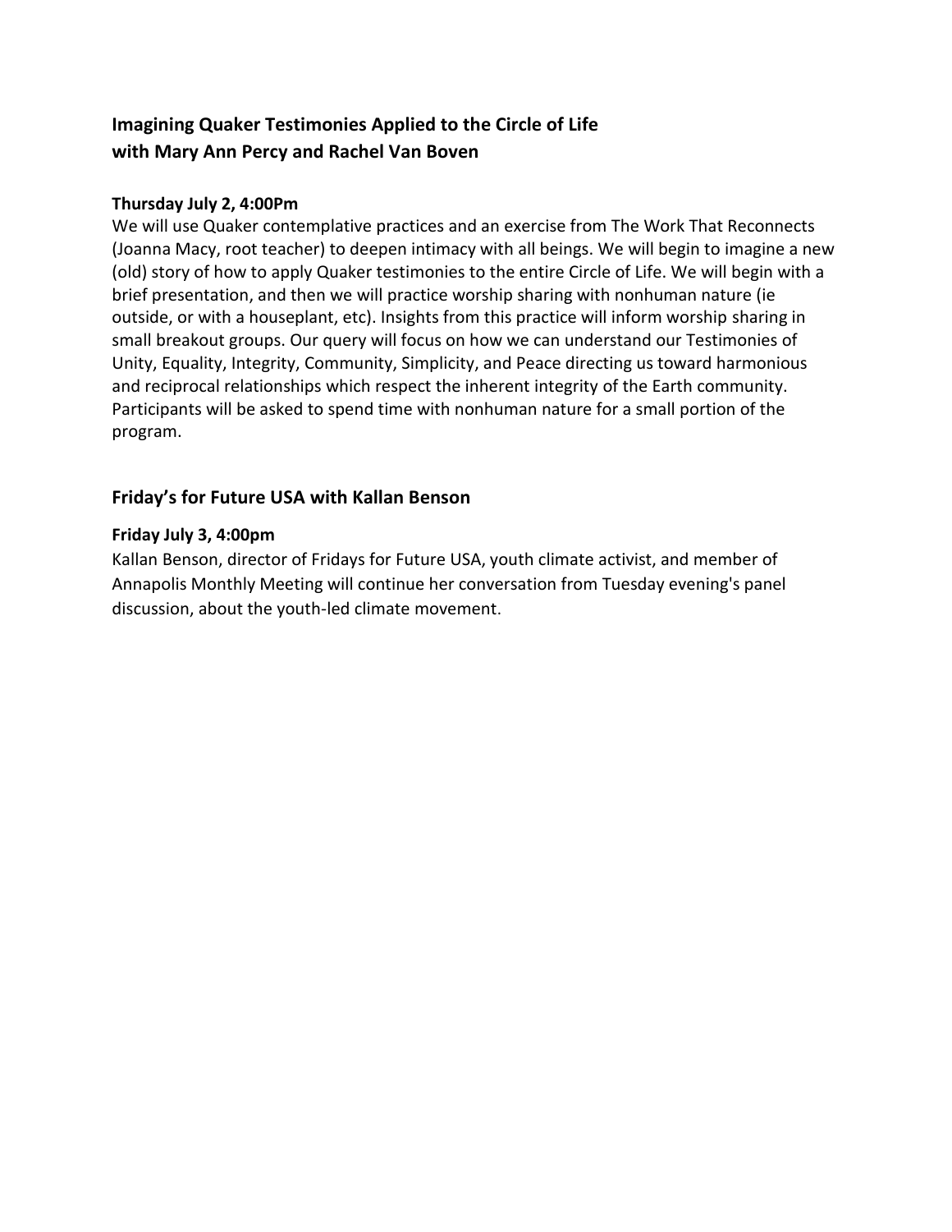### **Imagining Quaker Testimonies Applied to the Circle of Life with Mary Ann Percy and Rachel Van Boven**

**Thursday July 2, 4:00Pm**

We will use Quaker contemplative practices and an exercise from The Work That Reconnects (Joanna Macy, root teacher) to deepen intimacy with all beings. We will begin to imagine a new (old) story of how to apply Quaker testimonies to the entire Circle of Life. We will begin with a brief presentation, and then we will practice worship sharing with nonhuman nature (ie outside, or with a houseplant, etc). Insights from this practice will inform worship sharing in small breakout groups. Our query will focus on how we can understand our Testimonies of Unity, Equality, Integrity, Community, Simplicity, and Peace directing us toward harmonious and reciprocal relationships which respect the inherent integrity of the Earth community. Participants will be asked to spend time with nonhuman nature for a small portion of the program.

### **Friday's for Future USA with Kallan Benson**

**Friday July 3, 4:00pm**

Kallan Benson, director of Fridays for Future USA, youth climate activist, and member of Annapolis Monthly Meeting will continue her conversation from Tuesday evening's panel discussion, about the youth-led climate movement.